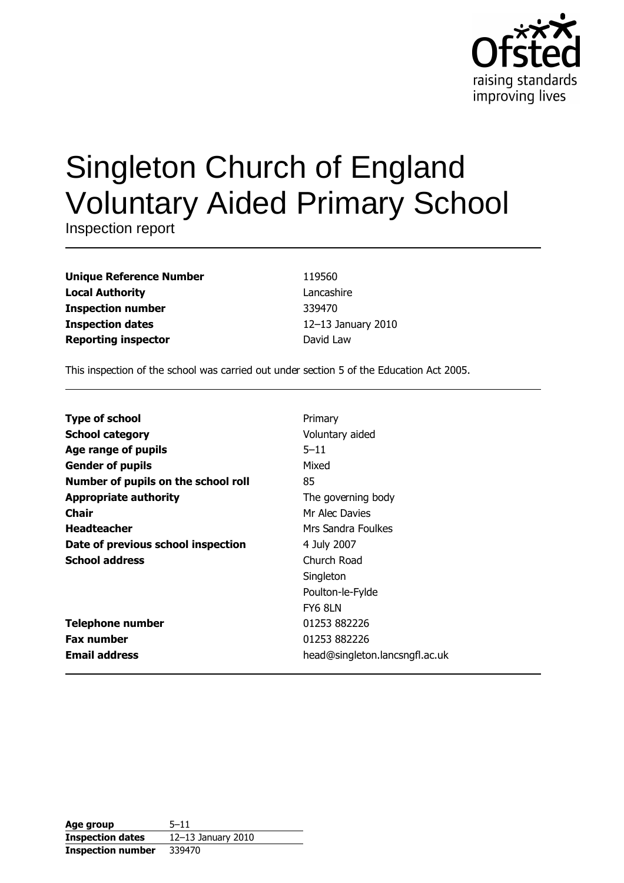# Singleton Church of England Voluntary Aided Primary School

Inspection report

| | |
|---|---|
| **Unique Reference Number** | 119560 |
| **Local Authority** | Lancashire |
| **Inspection number** | 339470 |
| **Inspection dates** | 12–13 January 2010 |
| **Reporting inspector** | David Law |

This inspection of the school was carried out under section 5 of the Education Act 2005.

| | |
|---|---|
| **Type of school** | Primary |
| **School category** | Voluntary aided |
| **Age range of pupils** | 5–11 |
| **Gender of pupils** | Mixed |
| **Number of pupils on the school roll** | 85 |
| **Appropriate authority** | The governing body |
| **Chair** | Mr Alec Davies |
| **Headteacher** | Mrs Sandra Foulkes |
| **Date of previous school inspection** | 4 July 2007 |
| **School address** | Church Road<br>Singleton<br>Poulton-le-Fylde<br>FY6 8LN |
| **Telephone number** | 01253 882226 |
| **Fax number** | 01253 882226 |
| **Email address** | head@singleton.lancsngfl.ac.uk |

| | |
|---|---|
| **Age group** | 5–11 |
| **Inspection dates** | 12–13 January 2010 |
| **Inspection number** | 339470 |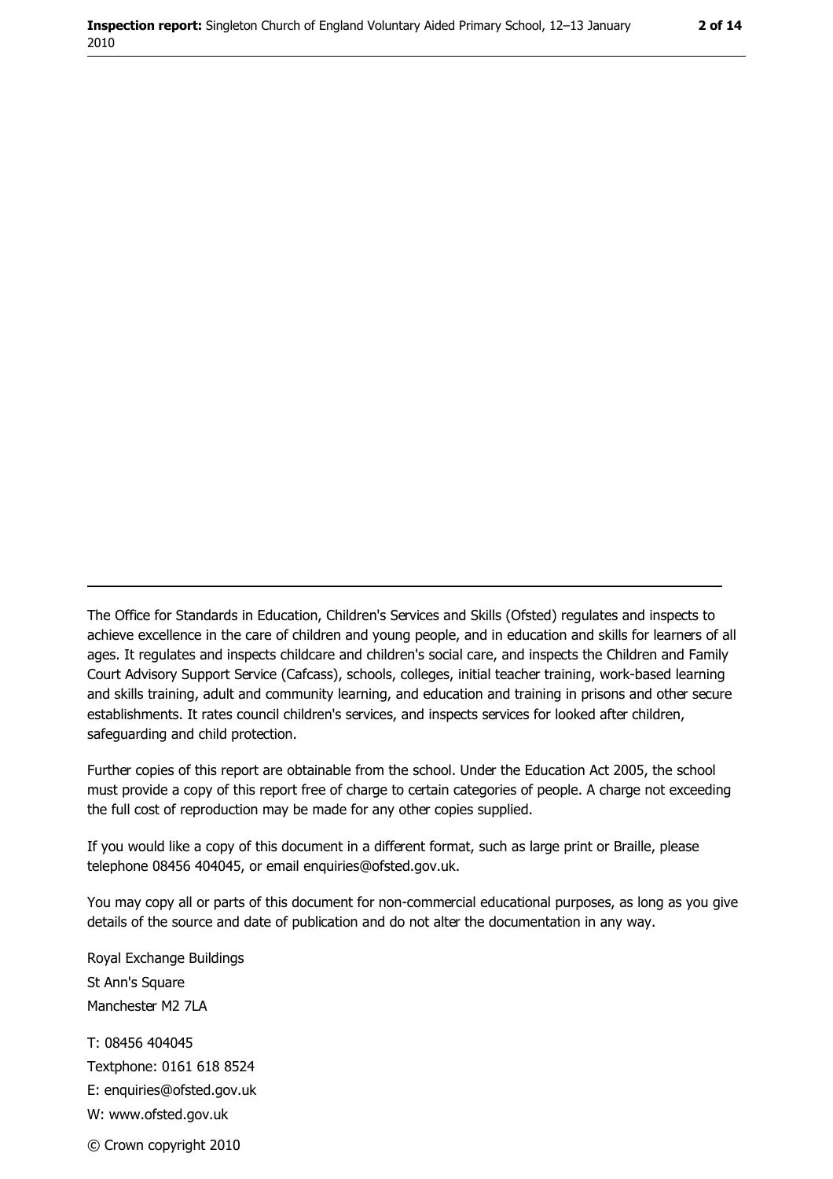---

The Office for Standards in Education, Children's Services and Skills (Ofsted) regulates and inspects to achieve excellence in the care of children and young people, and in education and skills for learners of all ages. It regulates and inspects childcare and children's social care, and inspects the Children and Family Court Advisory Support Service (Cafcass), schools, colleges, initial teacher training, work-based learning and skills training, adult and community learning, and education and training in prisons and other secure establishments. It rates council children's services, and inspects services for looked after children, safeguarding and child protection.

Further copies of this report are obtainable from the school. Under the Education Act 2005, the school must provide a copy of this report free of charge to certain categories of people. A charge not exceeding the full cost of reproduction may be made for any other copies supplied.

If you would like a copy of this document in a different format, such as large print or Braille, please telephone 08456 404045, or email enquiries@ofsted.gov.uk.

You may copy all or parts of this document for non-commercial educational purposes, as long as you give details of the source and date of publication and do not alter the documentation in any way.

Royal Exchange Buildings
St Ann's Square
Manchester M2 7LA

T: 08456 404045
Textphone: 0161 618 8524
E: enquiries@ofsted.gov.uk
W: www.ofsted.gov.uk

© Crown copyright 2010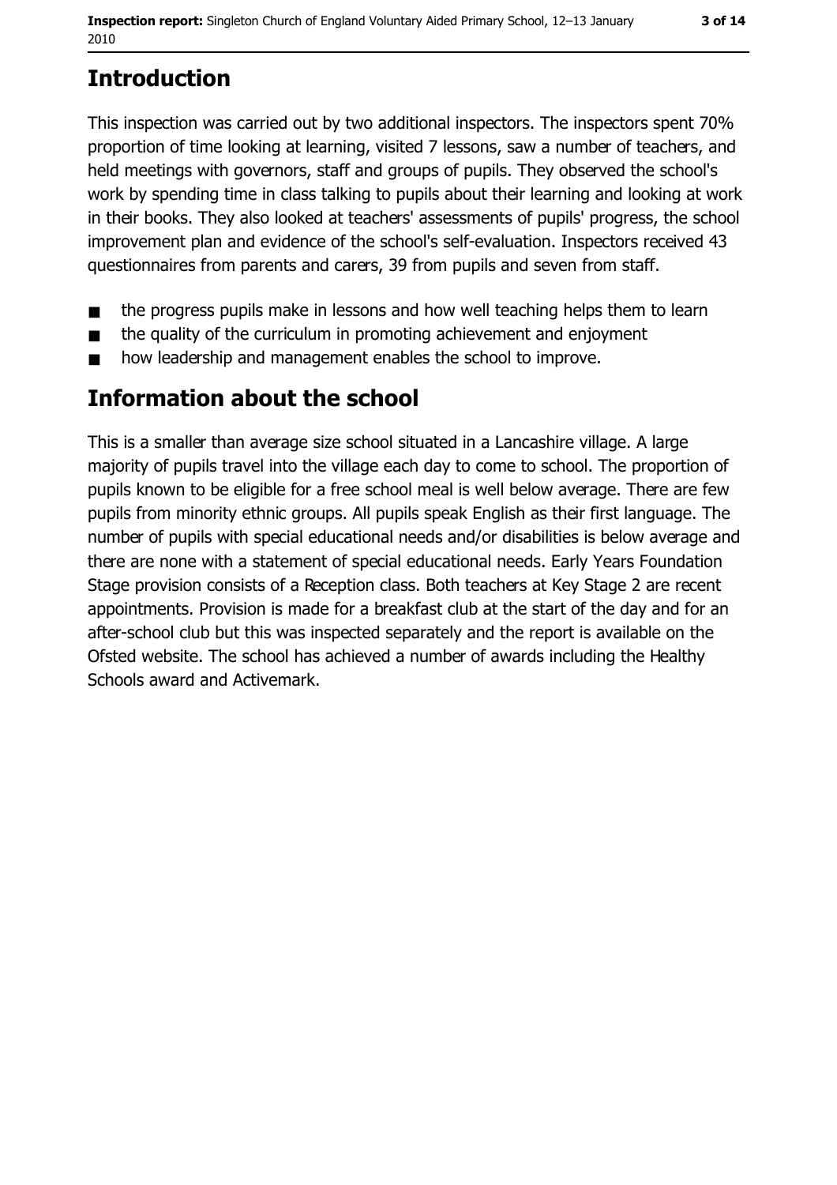## Introduction

This inspection was carried out by two additional inspectors. The inspectors spent 70% proportion of time looking at learning, visited 7 lessons, saw a number of teachers, and held meetings with governors, staff and groups of pupils. They observed the school's work by spending time in class talking to pupils about their learning and looking at work in their books. They also looked at teachers' assessments of pupils' progress, the school improvement plan and evidence of the school's self-evaluation. Inspectors received 43 questionnaires from parents and carers, 39 from pupils and seven from staff.

- the progress pupils make in lessons and how well teaching helps them to learn
- the quality of the curriculum in promoting achievement and enjoyment
- how leadership and management enables the school to improve.

## Information about the school

This is a smaller than average size school situated in a Lancashire village. A large majority of pupils travel into the village each day to come to school. The proportion of pupils known to be eligible for a free school meal is well below average. There are few pupils from minority ethnic groups. All pupils speak English as their first language. The number of pupils with special educational needs and/or disabilities is below average and there are none with a statement of special educational needs. Early Years Foundation Stage provision consists of a Reception class. Both teachers at Key Stage 2 are recent appointments. Provision is made for a breakfast club at the start of the day and for an after-school club but this was inspected separately and the report is available on the Ofsted website. The school has achieved a number of awards including the Healthy Schools award and Activemark.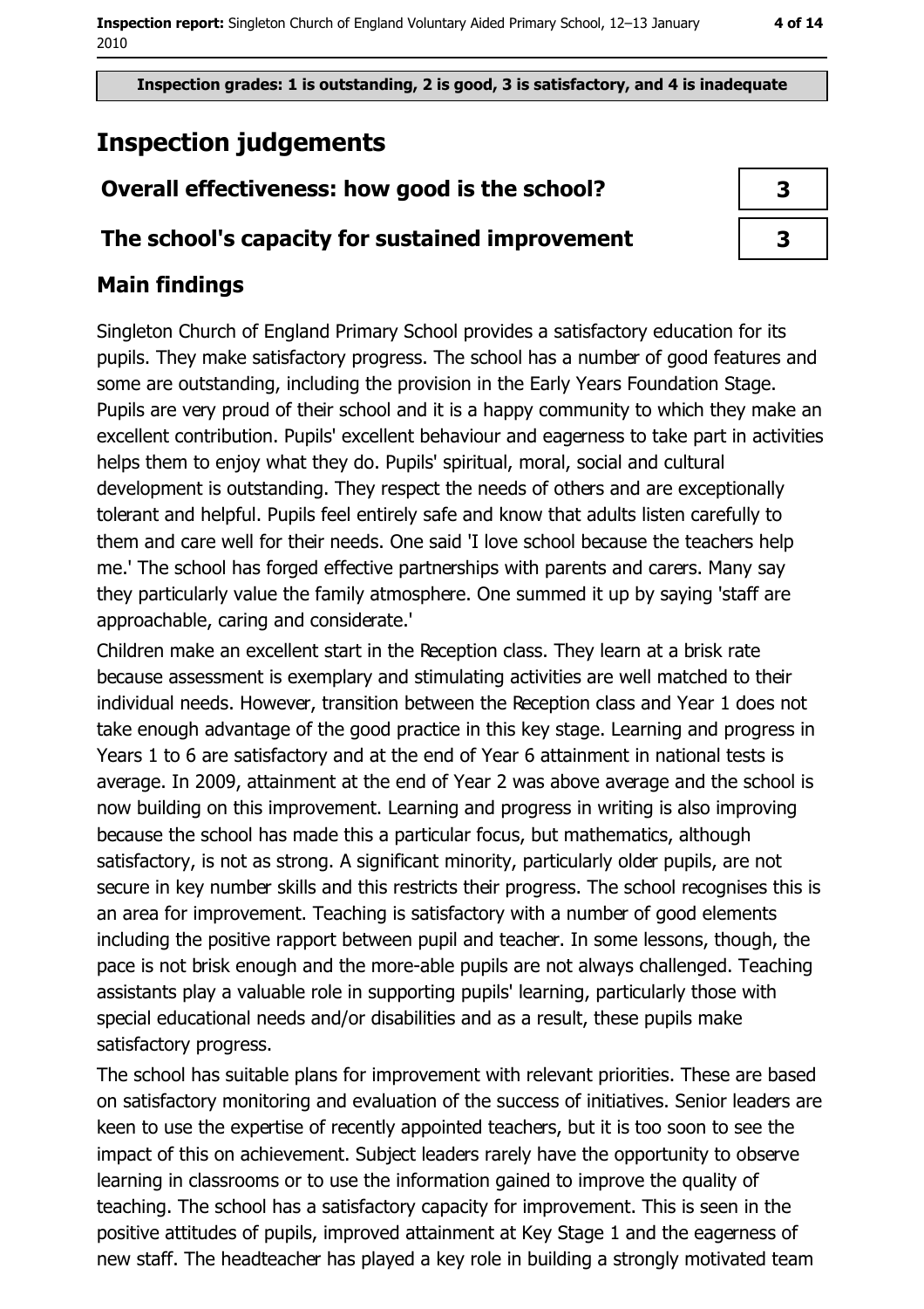Inspection grades: 1 is outstanding, 2 is good, 3 is satisfactory, and 4 is inadequate

# Inspection judgements

| Overall effectiveness: how good is the school? | 3 |
|---|---|
| The school's capacity for sustained improvement | 3 |

## Main findings

Singleton Church of England Primary School provides a satisfactory education for its pupils. They make satisfactory progress. The school has a number of good features and some are outstanding, including the provision in the Early Years Foundation Stage. Pupils are very proud of their school and it is a happy community to which they make an excellent contribution. Pupils' excellent behaviour and eagerness to take part in activities helps them to enjoy what they do. Pupils' spiritual, moral, social and cultural development is outstanding. They respect the needs of others and are exceptionally tolerant and helpful. Pupils feel entirely safe and know that adults listen carefully to them and care well for their needs. One said 'I love school because the teachers help me.' The school has forged effective partnerships with parents and carers. Many say they particularly value the family atmosphere. One summed it up by saying 'staff are approachable, caring and considerate.'

Children make an excellent start in the Reception class. They learn at a brisk rate because assessment is exemplary and stimulating activities are well matched to their individual needs. However, transition between the Reception class and Year 1 does not take enough advantage of the good practice in this key stage. Learning and progress in Years 1 to 6 are satisfactory and at the end of Year 6 attainment in national tests is average. In 2009, attainment at the end of Year 2 was above average and the school is now building on this improvement. Learning and progress in writing is also improving because the school has made this a particular focus, but mathematics, although satisfactory, is not as strong. A significant minority, particularly older pupils, are not secure in key number skills and this restricts their progress. The school recognises this is an area for improvement. Teaching is satisfactory with a number of good elements including the positive rapport between pupil and teacher. In some lessons, though, the pace is not brisk enough and the more-able pupils are not always challenged. Teaching assistants play a valuable role in supporting pupils' learning, particularly those with special educational needs and/or disabilities and as a result, these pupils make satisfactory progress.

The school has suitable plans for improvement with relevant priorities. These are based on satisfactory monitoring and evaluation of the success of initiatives. Senior leaders are keen to use the expertise of recently appointed teachers, but it is too soon to see the impact of this on achievement. Subject leaders rarely have the opportunity to observe learning in classrooms or to use the information gained to improve the quality of teaching. The school has a satisfactory capacity for improvement. This is seen in the positive attitudes of pupils, improved attainment at Key Stage 1 and the eagerness of new staff. The headteacher has played a key role in building a strongly motivated team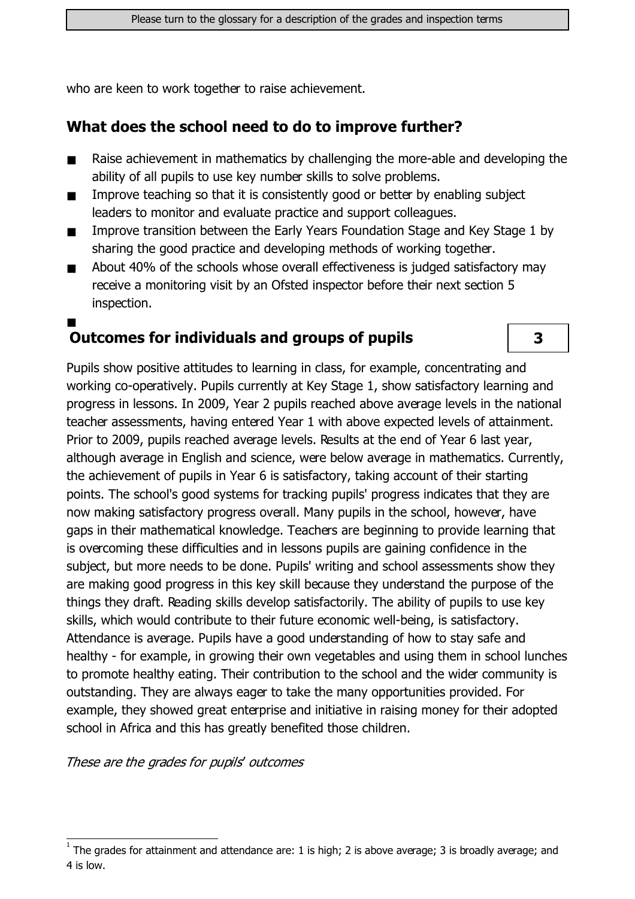who are keen to work together to raise achievement.

## What does the school need to do to improve further?

- Raise achievement in mathematics by challenging the more-able and developing the ability of all pupils to use key number skills to solve problems.
- Improve teaching so that it is consistently good or better by enabling subject leaders to monitor and evaluate practice and support colleagues.
- Improve transition between the Early Years Foundation Stage and Key Stage 1 by sharing the good practice and developing methods of working together.
- About 40% of the schools whose overall effectiveness is judged satisfactory may receive a monitoring visit by an Ofsted inspector before their next section 5 inspection.

## Outcomes for individuals and groups of pupils — 3

Pupils show positive attitudes to learning in class, for example, concentrating and working co-operatively. Pupils currently at Key Stage 1, show satisfactory learning and progress in lessons. In 2009, Year 2 pupils reached above average levels in the national teacher assessments, having entered Year 1 with above expected levels of attainment. Prior to 2009, pupils reached average levels. Results at the end of Year 6 last year, although average in English and science, were below average in mathematics. Currently, the achievement of pupils in Year 6 is satisfactory, taking account of their starting points. The school's good systems for tracking pupils' progress indicates that they are now making satisfactory progress overall. Many pupils in the school, however, have gaps in their mathematical knowledge. Teachers are beginning to provide learning that is overcoming these difficulties and in lessons pupils are gaining confidence in the subject, but more needs to be done. Pupils' writing and school assessments show they are making good progress in this key skill because they understand the purpose of the things they draft. Reading skills develop satisfactorily. The ability of pupils to use key skills, which would contribute to their future economic well-being, is satisfactory. Attendance is average. Pupils have a good understanding of how to stay safe and healthy - for example, in growing their own vegetables and using them in school lunches to promote healthy eating. Their contribution to the school and the wider community is outstanding. They are always eager to take the many opportunities provided. For example, they showed great enterprise and initiative in raising money for their adopted school in Africa and this has greatly benefited those children.

*These are the grades for pupils' outcomes*

[1] The grades for attainment and attendance are: 1 is high; 2 is above average; 3 is broadly average; and 4 is low.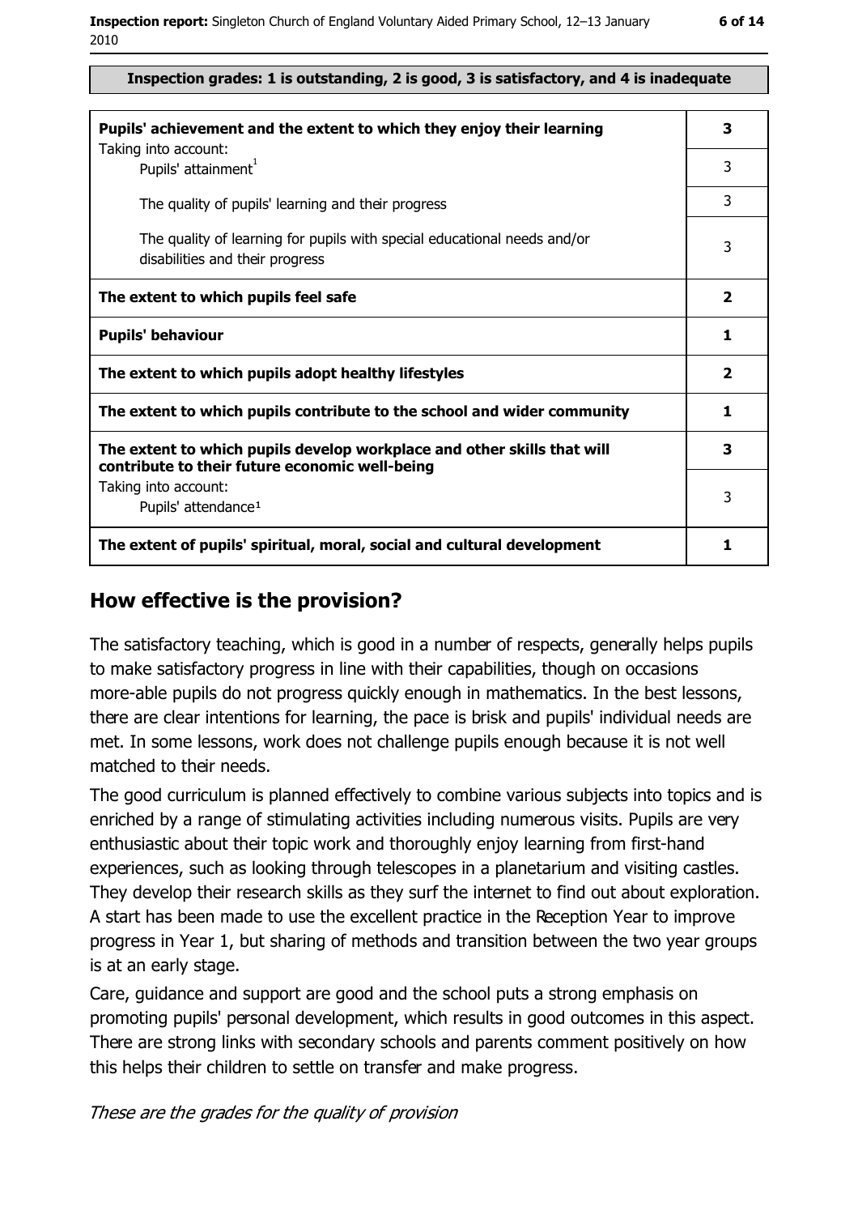**Inspection grades: 1 is outstanding, 2 is good, 3 is satisfactory, and 4 is inadequate**

| | |
|---|---|
| **Pupils' achievement and the extent to which they enjoy their learning** | **3** |
| Taking into account: Pupils' attainment[1] | 3 |
| The quality of pupils' learning and their progress | 3 |
| The quality of learning for pupils with special educational needs and/or disabilities and their progress | 3 |
| **The extent to which pupils feel safe** | **2** |
| **Pupils' behaviour** | **1** |
| **The extent to which pupils adopt healthy lifestyles** | **2** |
| **The extent to which pupils contribute to the school and wider community** | **1** |
| **The extent to which pupils develop workplace and other skills that will contribute to their future economic well-being** | **3** |
| Taking into account: Pupils' attendance[1] | 3 |
| **The extent of pupils' spiritual, moral, social and cultural development** | **1** |

## How effective is the provision?

The satisfactory teaching, which is good in a number of respects, generally helps pupils to make satisfactory progress in line with their capabilities, though on occasions more-able pupils do not progress quickly enough in mathematics. In the best lessons, there are clear intentions for learning, the pace is brisk and pupils' individual needs are met. In some lessons, work does not challenge pupils enough because it is not well matched to their needs.

The good curriculum is planned effectively to combine various subjects into topics and is enriched by a range of stimulating activities including numerous visits. Pupils are very enthusiastic about their topic work and thoroughly enjoy learning from first-hand experiences, such as looking through telescopes in a planetarium and visiting castles. They develop their research skills as they surf the internet to find out about exploration. A start has been made to use the excellent practice in the Reception Year to improve progress in Year 1, but sharing of methods and transition between the two year groups is at an early stage.

Care, guidance and support are good and the school puts a strong emphasis on promoting pupils' personal development, which results in good outcomes in this aspect. There are strong links with secondary schools and parents comment positively on how this helps their children to settle on transfer and make progress.

*These are the grades for the quality of provision*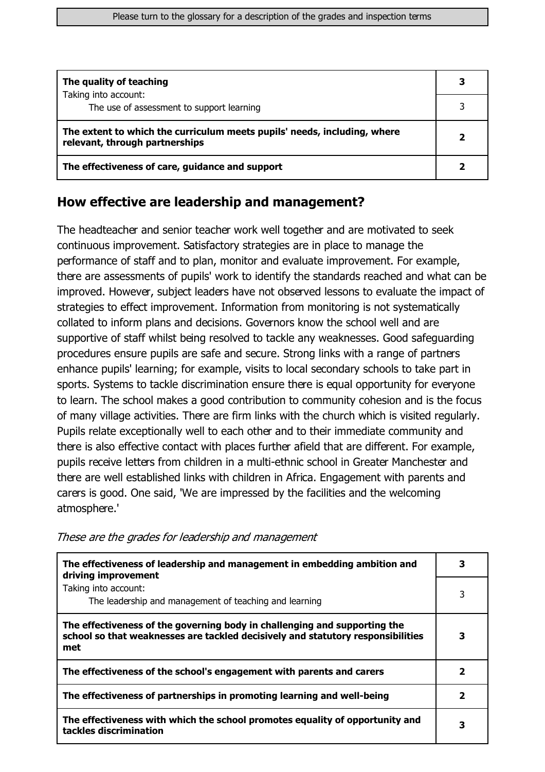| The quality of teaching | 3 |
| --- | --- |
| Taking into account: The use of assessment to support learning | 3 |
| **The extent to which the curriculum meets pupils' needs, including, where relevant, through partnerships** | **2** |
| **The effectiveness of care, guidance and support** | **2** |

## How effective are leadership and management?

The headteacher and senior teacher work well together and are motivated to seek continuous improvement. Satisfactory strategies are in place to manage the performance of staff and to plan, monitor and evaluate improvement. For example, there are assessments of pupils' work to identify the standards reached and what can be improved. However, subject leaders have not observed lessons to evaluate the impact of strategies to effect improvement. Information from monitoring is not systematically collated to inform plans and decisions. Governors know the school well and are supportive of staff whilst being resolved to tackle any weaknesses. Good safeguarding procedures ensure pupils are safe and secure. Strong links with a range of partners enhance pupils' learning; for example, visits to local secondary schools to take part in sports. Systems to tackle discrimination ensure there is equal opportunity for everyone to learn. The school makes a good contribution to community cohesion and is the focus of many village activities. There are firm links with the church which is visited regularly. Pupils relate exceptionally well to each other and to their immediate community and there is also effective contact with places further afield that are different. For example, pupils receive letters from children in a multi-ethnic school in Greater Manchester and there are well established links with children in Africa. Engagement with parents and carers is good. One said, 'We are impressed by the facilities and the welcoming atmosphere.'

*These are the grades for leadership and management*

| The effectiveness of leadership and management in embedding ambition and driving improvement | 3 |
| --- | --- |
| Taking into account: The leadership and management of teaching and learning | 3 |
| **The effectiveness of the governing body in challenging and supporting the school so that weaknesses are tackled decisively and statutory responsibilities met** | **3** |
| **The effectiveness of the school's engagement with parents and carers** | **2** |
| **The effectiveness of partnerships in promoting learning and well-being** | **2** |
| **The effectiveness with which the school promotes equality of opportunity and tackles discrimination** | **3** |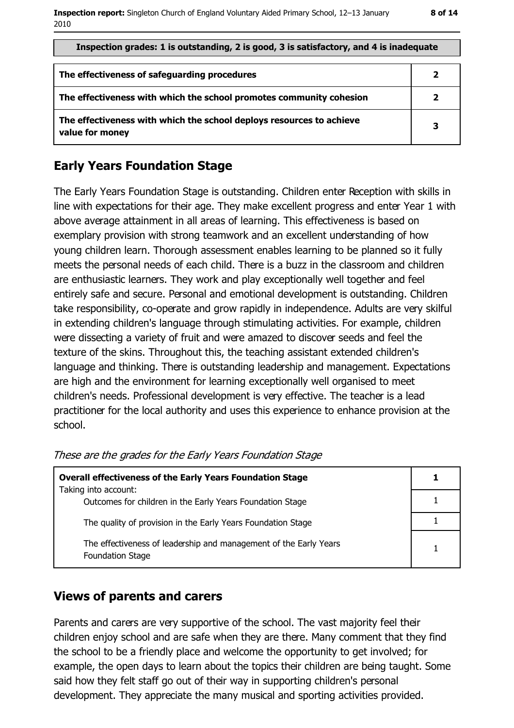**Inspection grades: 1 is outstanding, 2 is good, 3 is satisfactory, and 4 is inadequate**

| | |
|---|---|
| **The effectiveness of safeguarding procedures** | **2** |
| **The effectiveness with which the school promotes community cohesion** | **2** |
| **The effectiveness with which the school deploys resources to achieve value for money** | **3** |

## Early Years Foundation Stage

The Early Years Foundation Stage is outstanding. Children enter Reception with skills in line with expectations for their age. They make excellent progress and enter Year 1 with above average attainment in all areas of learning. This effectiveness is based on exemplary provision with strong teamwork and an excellent understanding of how young children learn. Thorough assessment enables learning to be planned so it fully meets the personal needs of each child. There is a buzz in the classroom and children are enthusiastic learners. They work and play exceptionally well together and feel entirely safe and secure. Personal and emotional development is outstanding. Children take responsibility, co-operate and grow rapidly in independence. Adults are very skilful in extending children's language through stimulating activities. For example, children were dissecting a variety of fruit and were amazed to discover seeds and feel the texture of the skins. Throughout this, the teaching assistant extended children's language and thinking. There is outstanding leadership and management. Expectations are high and the environment for learning exceptionally well organised to meet children's needs. Professional development is very effective. The teacher is a lead practitioner for the local authority and uses this experience to enhance provision at the school.

*These are the grades for the Early Years Foundation Stage*

| | |
|---|---|
| **Overall effectiveness of the Early Years Foundation Stage**<br>Taking into account: | **1** |
| Outcomes for children in the Early Years Foundation Stage | 1 |
| The quality of provision in the Early Years Foundation Stage | 1 |
| The effectiveness of leadership and management of the Early Years Foundation Stage | 1 |

## Views of parents and carers

Parents and carers are very supportive of the school. The vast majority feel their children enjoy school and are safe when they are there. Many comment that they find the school to be a friendly place and welcome the opportunity to get involved; for example, the open days to learn about the topics their children are being taught. Some said how they felt staff go out of their way in supporting children's personal development. They appreciate the many musical and sporting activities provided.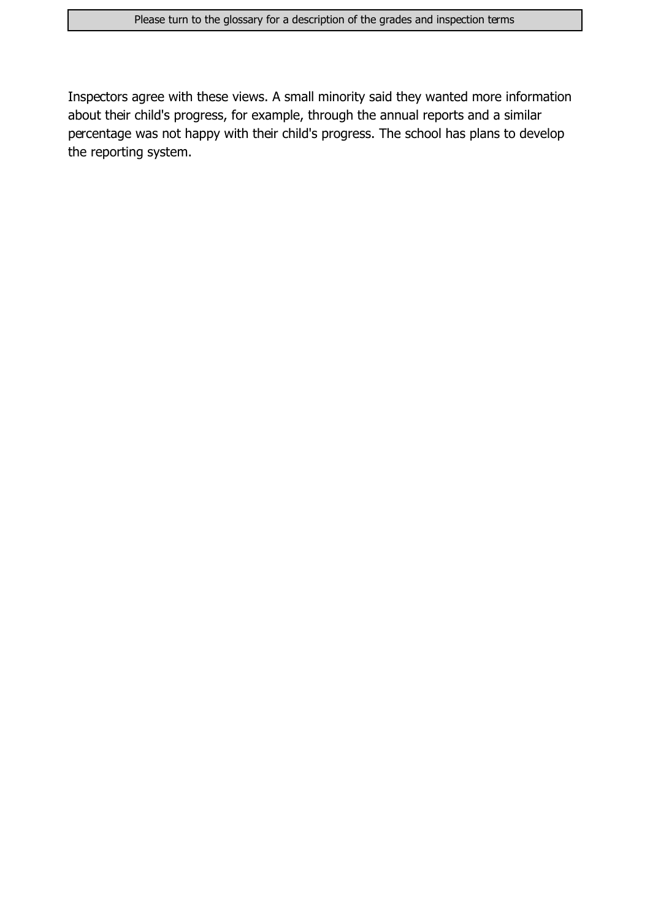Inspectors agree with these views. A small minority said they wanted more information about their child's progress, for example, through the annual reports and a similar percentage was not happy with their child's progress. The school has plans to develop the reporting system.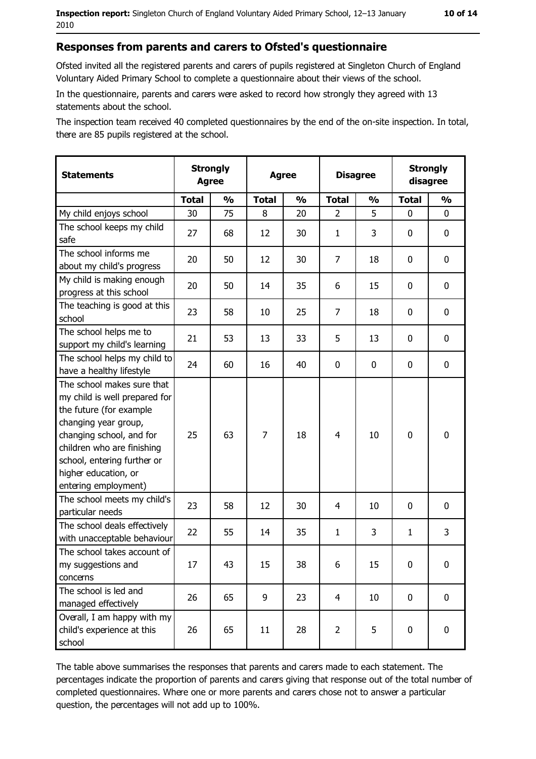## Responses from parents and carers to Ofsted's questionnaire

Ofsted invited all the registered parents and carers of pupils registered at Singleton Church of England Voluntary Aided Primary School to complete a questionnaire about their views of the school.

In the questionnaire, parents and carers were asked to record how strongly they agreed with 13 statements about the school.

The inspection team received 40 completed questionnaires by the end of the on-site inspection. In total, there are 85 pupils registered at the school.

| Statements | Strongly Agree | | Agree | | Disagree | | Strongly disagree | |
|---|---|---|---|---|---|---|---|---|
| | Total | % | Total | % | Total | % | Total | % |
| My child enjoys school | 30 | 75 | 8 | 20 | 2 | 5 | 0 | 0 |
| The school keeps my child safe | 27 | 68 | 12 | 30 | 1 | 3 | 0 | 0 |
| The school informs me about my child's progress | 20 | 50 | 12 | 30 | 7 | 18 | 0 | 0 |
| My child is making enough progress at this school | 20 | 50 | 14 | 35 | 6 | 15 | 0 | 0 |
| The teaching is good at this school | 23 | 58 | 10 | 25 | 7 | 18 | 0 | 0 |
| The school helps me to support my child's learning | 21 | 53 | 13 | 33 | 5 | 13 | 0 | 0 |
| The school helps my child to have a healthy lifestyle | 24 | 60 | 16 | 40 | 0 | 0 | 0 | 0 |
| The school makes sure that my child is well prepared for the future (for example changing year group, changing school, and for children who are finishing school, entering further or higher education, or entering employment) | 25 | 63 | 7 | 18 | 4 | 10 | 0 | 0 |
| The school meets my child's particular needs | 23 | 58 | 12 | 30 | 4 | 10 | 0 | 0 |
| The school deals effectively with unacceptable behaviour | 22 | 55 | 14 | 35 | 1 | 3 | 1 | 3 |
| The school takes account of my suggestions and concerns | 17 | 43 | 15 | 38 | 6 | 15 | 0 | 0 |
| The school is led and managed effectively | 26 | 65 | 9 | 23 | 4 | 10 | 0 | 0 |
| Overall, I am happy with my child's experience at this school | 26 | 65 | 11 | 28 | 2 | 5 | 0 | 0 |

The table above summarises the responses that parents and carers made to each statement. The percentages indicate the proportion of parents and carers giving that response out of the total number of completed questionnaires. Where one or more parents and carers chose not to answer a particular question, the percentages will not add up to 100%.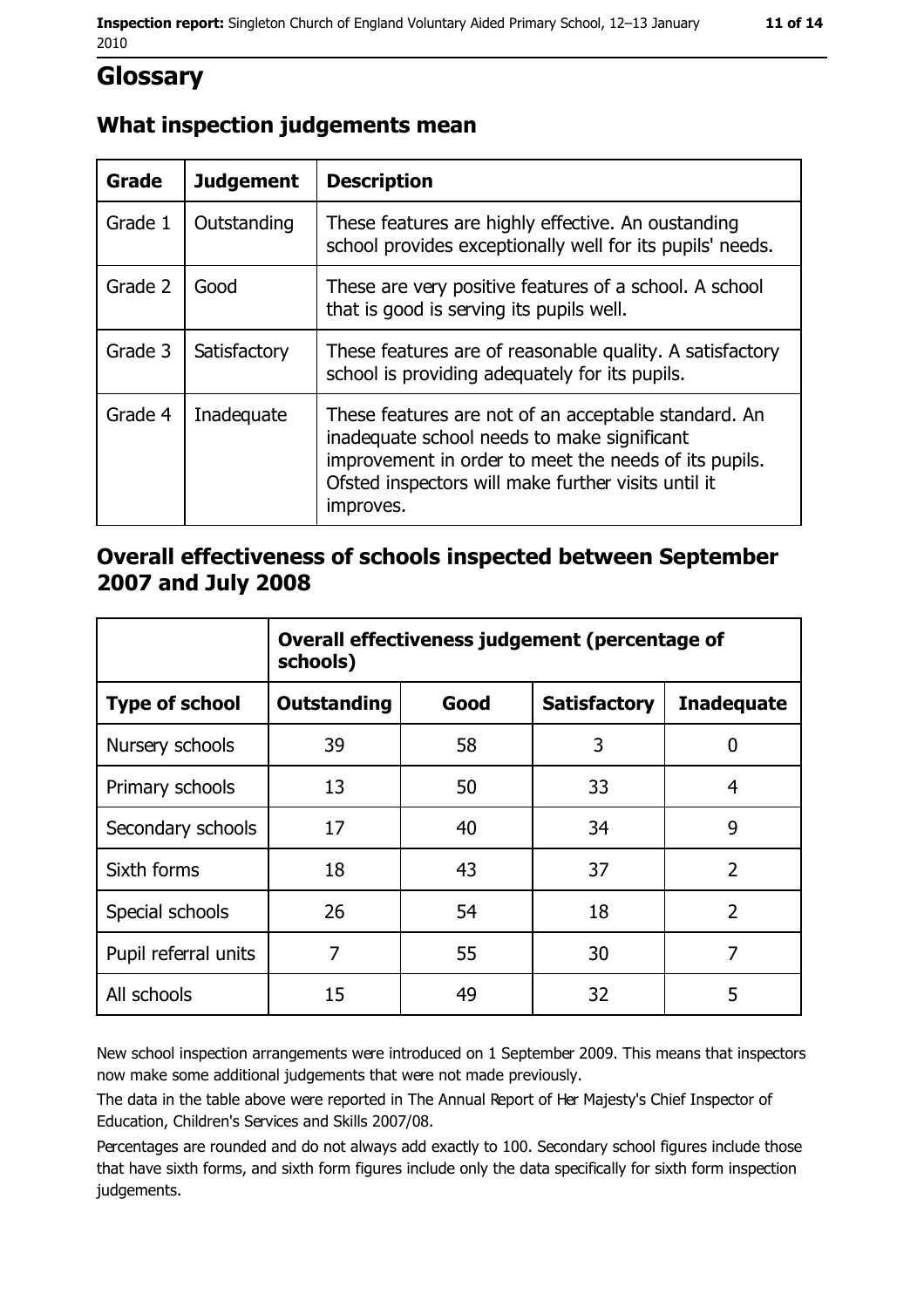# Glossary

## What inspection judgements mean

| Grade | Judgement | Description |
| --- | --- | --- |
| Grade 1 | Outstanding | These features are highly effective. An oustanding school provides exceptionally well for its pupils' needs. |
| Grade 2 | Good | These are very positive features of a school. A school that is good is serving its pupils well. |
| Grade 3 | Satisfactory | These features are of reasonable quality. A satisfactory school is providing adequately for its pupils. |
| Grade 4 | Inadequate | These features are not of an acceptable standard. An inadequate school needs to make significant improvement in order to meet the needs of its pupils. Ofsted inspectors will make further visits until it improves. |

## Overall effectiveness of schools inspected between September 2007 and July 2008

| | Overall effectiveness judgement (percentage of schools) | | | |
| --- | --- | --- | --- | --- |
| **Type of school** | **Outstanding** | **Good** | **Satisfactory** | **Inadequate** |
| Nursery schools | 39 | 58 | 3 | 0 |
| Primary schools | 13 | 50 | 33 | 4 |
| Secondary schools | 17 | 40 | 34 | 9 |
| Sixth forms | 18 | 43 | 37 | 2 |
| Special schools | 26 | 54 | 18 | 2 |
| Pupil referral units | 7 | 55 | 30 | 7 |
| All schools | 15 | 49 | 32 | 5 |

New school inspection arrangements were introduced on 1 September 2009. This means that inspectors now make some additional judgements that were not made previously.

The data in the table above were reported in The Annual Report of Her Majesty's Chief Inspector of Education, Children's Services and Skills 2007/08.

Percentages are rounded and do not always add exactly to 100. Secondary school figures include those that have sixth forms, and sixth form figures include only the data specifically for sixth form inspection judgements.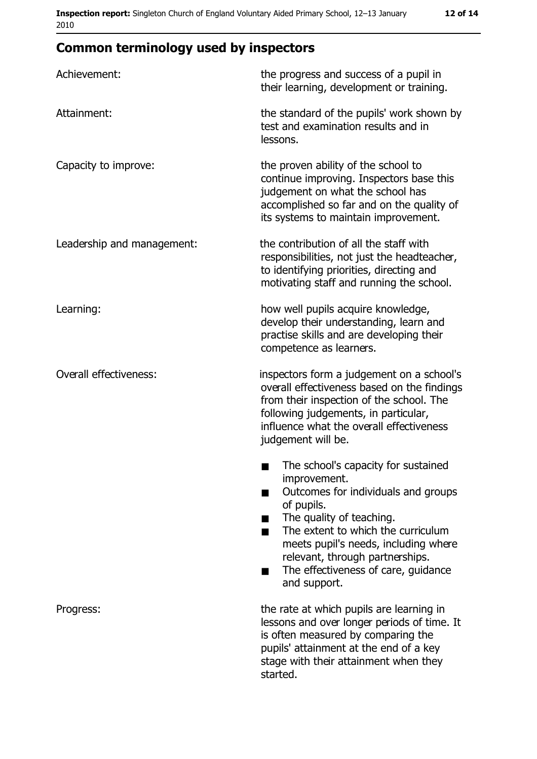## Common terminology used by inspectors

| | |
|---|---|
| Achievement: | the progress and success of a pupil in their learning, development or training. |
| Attainment: | the standard of the pupils' work shown by test and examination results and in lessons. |
| Capacity to improve: | the proven ability of the school to continue improving. Inspectors base this judgement on what the school has accomplished so far and on the quality of its systems to maintain improvement. |
| Leadership and management: | the contribution of all the staff with responsibilities, not just the headteacher, to identifying priorities, directing and motivating staff and running the school. |
| Learning: | how well pupils acquire knowledge, develop their understanding, learn and practise skills and are developing their competence as learners. |
| Overall effectiveness: | inspectors form a judgement on a school's overall effectiveness based on the findings from their inspection of the school. The following judgements, in particular, influence what the overall effectiveness judgement will be.<br>■ The school's capacity for sustained improvement.<br>■ Outcomes for individuals and groups of pupils.<br>■ The quality of teaching.<br>■ The extent to which the curriculum meets pupil's needs, including where relevant, through partnerships.<br>■ The effectiveness of care, guidance and support. |
| Progress: | the rate at which pupils are learning in lessons and over longer periods of time. It is often measured by comparing the pupils' attainment at the end of a key stage with their attainment when they started. |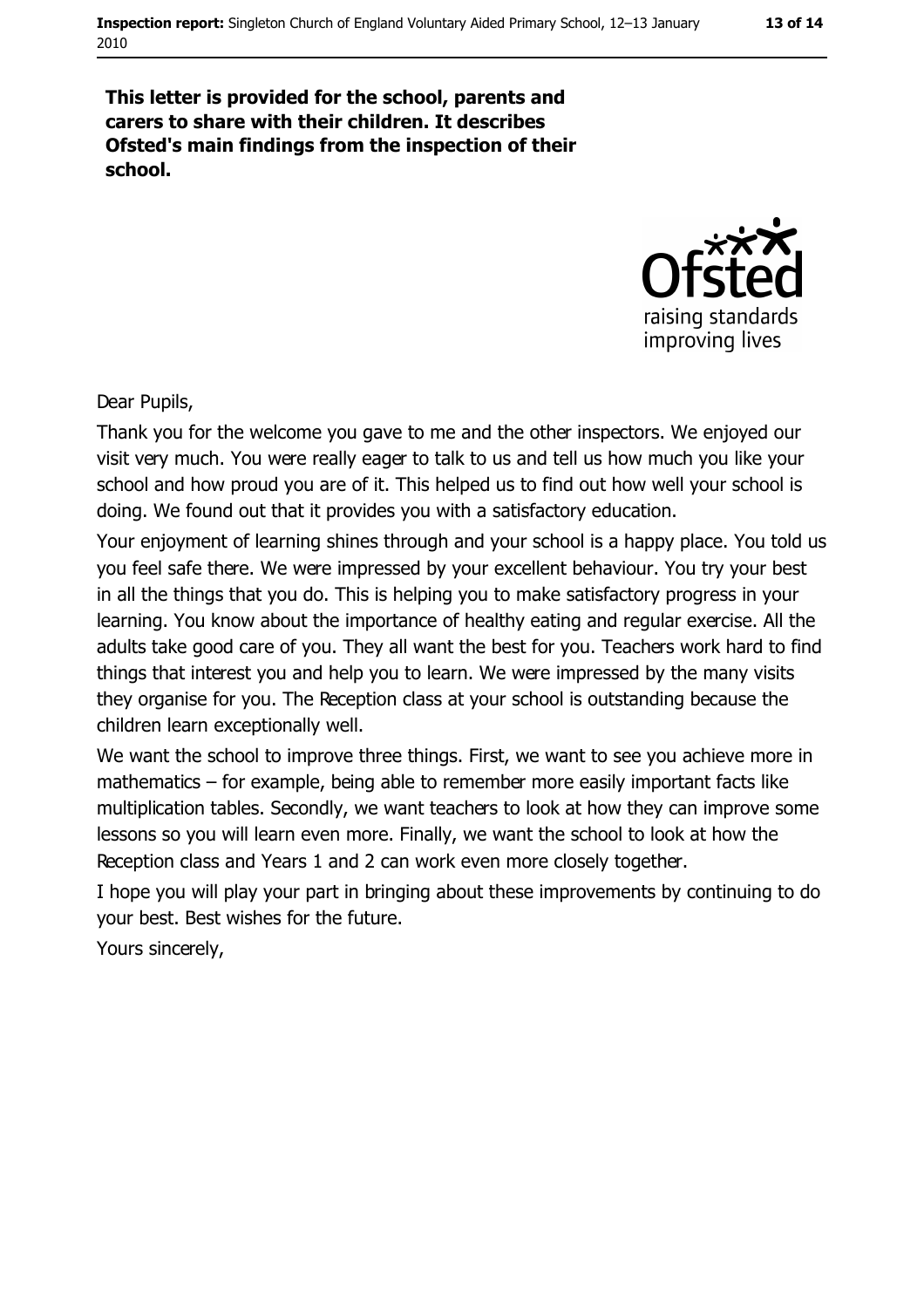**This letter is provided for the school, parents and carers to share with their children. It describes Ofsted's main findings from the inspection of their school.**

Dear Pupils,

Thank you for the welcome you gave to me and the other inspectors. We enjoyed our visit very much. You were really eager to talk to us and tell us how much you like your school and how proud you are of it. This helped us to find out how well your school is doing. We found out that it provides you with a satisfactory education.

Your enjoyment of learning shines through and your school is a happy place. You told us you feel safe there. We were impressed by your excellent behaviour. You try your best in all the things that you do. This is helping you to make satisfactory progress in your learning. You know about the importance of healthy eating and regular exercise. All the adults take good care of you. They all want the best for you. Teachers work hard to find things that interest you and help you to learn. We were impressed by the many visits they organise for you. The Reception class at your school is outstanding because the children learn exceptionally well.

We want the school to improve three things. First, we want to see you achieve more in mathematics – for example, being able to remember more easily important facts like multiplication tables. Secondly, we want teachers to look at how they can improve some lessons so you will learn even more. Finally, we want the school to look at how the Reception class and Years 1 and 2 can work even more closely together.

I hope you will play your part in bringing about these improvements by continuing to do your best. Best wishes for the future.

Yours sincerely,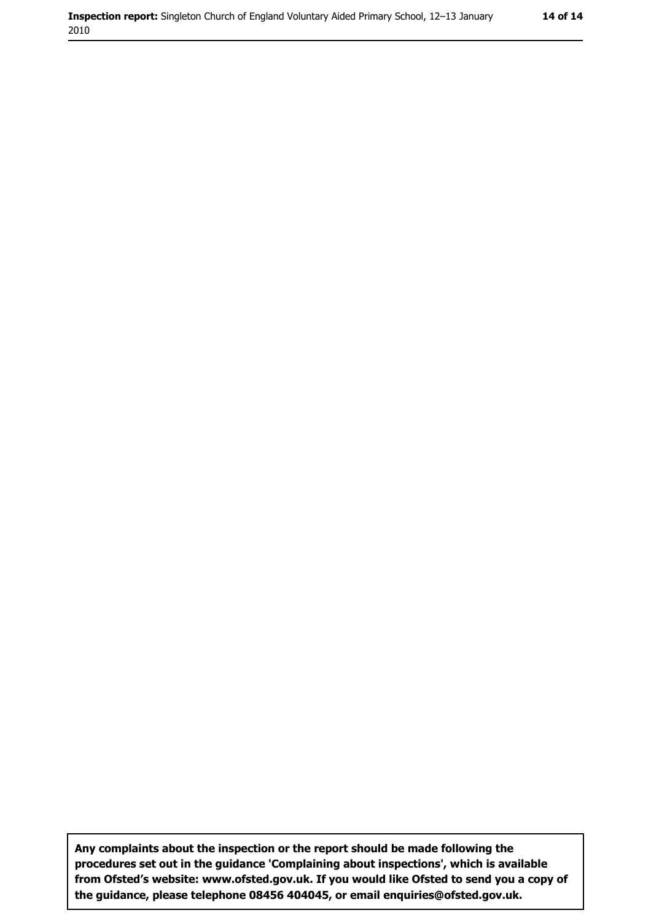**Any complaints about the inspection or the report should be made following the procedures set out in the guidance 'Complaining about inspections', which is available from Ofsted's website: www.ofsted.gov.uk. If you would like Ofsted to send you a copy of the guidance, please telephone 08456 404045, or email enquiries@ofsted.gov.uk.**